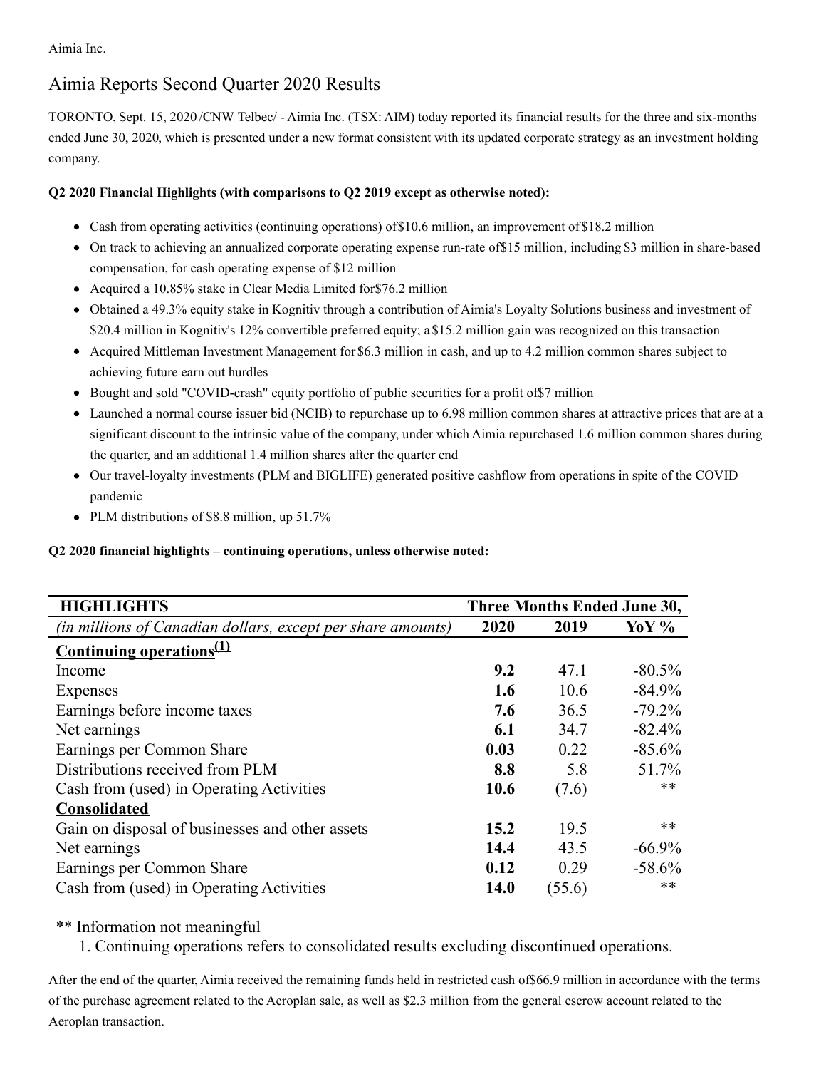Aimia Inc.

# Aimia Reports Second Quarter 2020 Results

TORONTO, Sept. 15, 2020 /CNW Telbec/ - Aimia Inc. (TSX: AIM) today reported its financial results for the three and six-months ended June 30, 2020, which is presented under a new format consistent with its updated corporate strategy as an investment holding company.

**Q2 2020 Financial Highlights (with comparisons to Q2 2019 except as otherwise noted):**

- Cash from operating activities (continuing operations) of $10.6 million, an improvement of $18.2 million
- On track to achieving an annualized corporate operating expense run-rate of $15 million, including $3 million in share-based compensation, for cash operating expense of $12 million
- Acquired a 10.85% stake in Clear Media Limited for $76.2 million
- Obtained a 49.3% equity stake in Kognitiv through a contribution of Aimia's Loyalty Solutions business and investment of $20.4 million in Kognitiv's 12% convertible preferred equity; a $15.2 million gain was recognized on this transaction
- Acquired Mittleman Investment Management for $6.3 million in cash, and up to 4.2 million common shares subject to achieving future earn out hurdles
- Bought and sold "COVID-crash" equity portfolio of public securities for a profit of $7 million
- Launched a normal course issuer bid (NCIB) to repurchase up to 6.98 million common shares at attractive prices that are at a significant discount to the intrinsic value of the company, under which Aimia repurchased 1.6 million common shares during the quarter, and an additional 1.4 million shares after the quarter end
- Our travel-loyalty investments (PLM and BIGLIFE) generated positive cashflow from operations in spite of the COVID pandemic
- PLM distributions of $8.8 million, up 51.7%

**Q2 2020 financial highlights – continuing operations, unless otherwise noted:**

| **HIGHLIGHTS** | **Three Months Ended June 30,** | | |
|---|---|---|---|
| *(in millions of Canadian dollars, except per share amounts)* | **2020** | **2019** | **YoY %** |
| **Continuing operations[1]** | | | |
| Income | **9.2** | 47.1 | -80.5% |
| Expenses | **1.6** | 10.6 | -84.9% |
| Earnings before income taxes | **7.6** | 36.5 | -79.2% |
| Net earnings | **6.1** | 34.7 | -82.4% |
| Earnings per Common Share | **0.03** | 0.22 | -85.6% |
| Distributions received from PLM | **8.8** | 5.8 | 51.7% |
| Cash from (used) in Operating Activities | **10.6** | (7.6) | ** |
| **Consolidated** | | | |
| Gain on disposal of businesses and other assets | **15.2** | 19.5 | ** |
| Net earnings | **14.4** | 43.5 | -66.9% |
| Earnings per Common Share | **0.12** | 0.29 | -58.6% |
| Cash from (used) in Operating Activities | **14.0** | (55.6) | ** |

** Information not meaningful

1. Continuing operations refers to consolidated results excluding discontinued operations.

After the end of the quarter, Aimia received the remaining funds held in restricted cash of $66.9 million in accordance with the terms of the purchase agreement related to the Aeroplan sale, as well as $2.3 million from the general escrow account related to the Aeroplan transaction.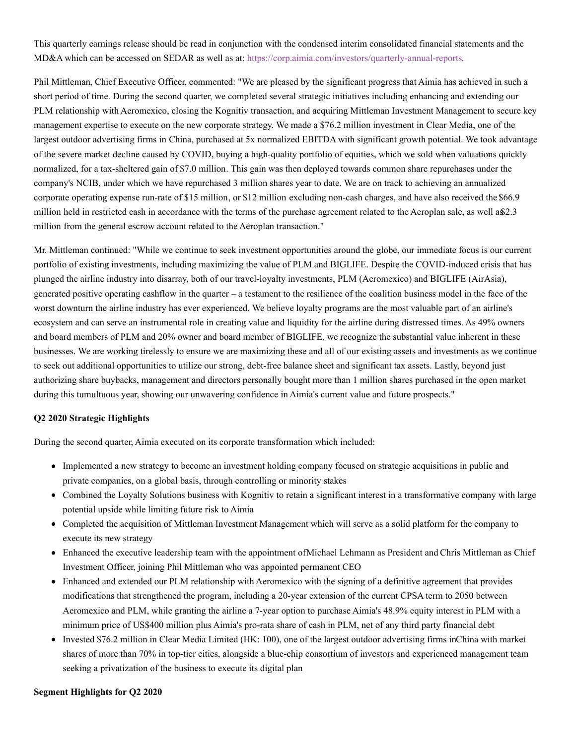This quarterly earnings release should be read in conjunction with the condensed interim consolidated financial statements and the MD&A which can be accessed on SEDAR as well as at: https://corp.aimia.com/investors/quarterly-annual-reports.

Phil Mittleman, Chief Executive Officer, commented: "We are pleased by the significant progress that Aimia has achieved in such a short period of time. During the second quarter, we completed several strategic initiatives including enhancing and extending our PLM relationship with Aeromexico, closing the Kognitiv transaction, and acquiring Mittleman Investment Management to secure key management expertise to execute on the new corporate strategy. We made a $76.2 million investment in Clear Media, one of the largest outdoor advertising firms in China, purchased at 5x normalized EBITDA with significant growth potential. We took advantage of the severe market decline caused by COVID, buying a high-quality portfolio of equities, which we sold when valuations quickly normalized, for a tax-sheltered gain of $7.0 million. This gain was then deployed towards common share repurchases under the company's NCIB, under which we have repurchased 3 million shares year to date. We are on track to achieving an annualized corporate operating expense run-rate of $15 million, or $12 million excluding non-cash charges, and have also received the $66.9 million held in restricted cash in accordance with the terms of the purchase agreement related to the Aeroplan sale, as well as $2.3 million from the general escrow account related to the Aeroplan transaction."

Mr. Mittleman continued: "While we continue to seek investment opportunities around the globe, our immediate focus is our current portfolio of existing investments, including maximizing the value of PLM and BIGLIFE. Despite the COVID-induced crisis that has plunged the airline industry into disarray, both of our travel-loyalty investments, PLM (Aeromexico) and BIGLIFE (AirAsia), generated positive operating cashflow in the quarter – a testament to the resilience of the coalition business model in the face of the worst downturn the airline industry has ever experienced. We believe loyalty programs are the most valuable part of an airline's ecosystem and can serve an instrumental role in creating value and liquidity for the airline during distressed times. As 49% owners and board members of PLM and 20% owner and board member of BIGLIFE, we recognize the substantial value inherent in these businesses. We are working tirelessly to ensure we are maximizing these and all of our existing assets and investments as we continue to seek out additional opportunities to utilize our strong, debt-free balance sheet and significant tax assets. Lastly, beyond just authorizing share buybacks, management and directors personally bought more than 1 million shares purchased in the open market during this tumultuous year, showing our unwavering confidence in Aimia's current value and future prospects."

**Q2 2020 Strategic Highlights**

During the second quarter, Aimia executed on its corporate transformation which included:

- Implemented a new strategy to become an investment holding company focused on strategic acquisitions in public and private companies, on a global basis, through controlling or minority stakes
- Combined the Loyalty Solutions business with Kognitiv to retain a significant interest in a transformative company with large potential upside while limiting future risk to Aimia
- Completed the acquisition of Mittleman Investment Management which will serve as a solid platform for the company to execute its new strategy
- Enhanced the executive leadership team with the appointment of Michael Lehmann as President and Chris Mittleman as Chief Investment Officer, joining Phil Mittleman who was appointed permanent CEO
- Enhanced and extended our PLM relationship with Aeromexico with the signing of a definitive agreement that provides modifications that strengthened the program, including a 20-year extension of the current CPSA term to 2050 between Aeromexico and PLM, while granting the airline a 7-year option to purchase Aimia's 48.9% equity interest in PLM with a minimum price of US$400 million plus Aimia's pro-rata share of cash in PLM, net of any third party financial debt
- Invested $76.2 million in Clear Media Limited (HK: 100), one of the largest outdoor advertising firms in China with market shares of more than 70% in top-tier cities, alongside a blue-chip consortium of investors and experienced management team seeking a privatization of the business to execute its digital plan

**Segment Highlights for Q2 2020**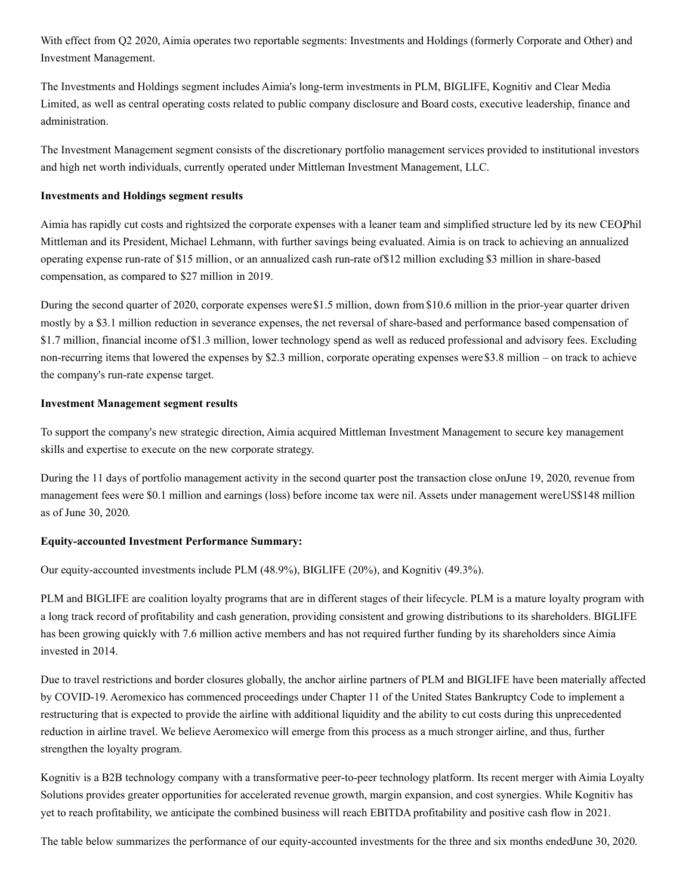With effect from Q2 2020, Aimia operates two reportable segments: Investments and Holdings (formerly Corporate and Other) and Investment Management.

The Investments and Holdings segment includes Aimia's long-term investments in PLM, BIGLIFE, Kognitiv and Clear Media Limited, as well as central operating costs related to public company disclosure and Board costs, executive leadership, finance and administration.

The Investment Management segment consists of the discretionary portfolio management services provided to institutional investors and high net worth individuals, currently operated under Mittleman Investment Management, LLC.

**Investments and Holdings segment results**

Aimia has rapidly cut costs and rightsized the corporate expenses with a leaner team and simplified structure led by its new CEO, Phil Mittleman and its President, Michael Lehmann, with further savings being evaluated. Aimia is on track to achieving an annualized operating expense run-rate of $15 million, or an annualized cash run-rate of $12 million excluding $3 million in share-based compensation, as compared to $27 million in 2019.

During the second quarter of 2020, corporate expenses were $1.5 million, down from $10.6 million in the prior-year quarter driven mostly by a $3.1 million reduction in severance expenses, the net reversal of share-based and performance based compensation of $1.7 million, financial income of $1.3 million, lower technology spend as well as reduced professional and advisory fees. Excluding non-recurring items that lowered the expenses by $2.3 million, corporate operating expenses were $3.8 million – on track to achieve the company's run-rate expense target.

**Investment Management segment results**

To support the company's new strategic direction, Aimia acquired Mittleman Investment Management to secure key management skills and expertise to execute on the new corporate strategy.

During the 11 days of portfolio management activity in the second quarter post the transaction close on June 19, 2020, revenue from management fees were $0.1 million and earnings (loss) before income tax were nil. Assets under management were US$148 million as of June 30, 2020.

**Equity-accounted Investment Performance Summary:**

Our equity-accounted investments include PLM (48.9%), BIGLIFE (20%), and Kognitiv (49.3%).

PLM and BIGLIFE are coalition loyalty programs that are in different stages of their lifecycle. PLM is a mature loyalty program with a long track record of profitability and cash generation, providing consistent and growing distributions to its shareholders. BIGLIFE has been growing quickly with 7.6 million active members and has not required further funding by its shareholders since Aimia invested in 2014.

Due to travel restrictions and border closures globally, the anchor airline partners of PLM and BIGLIFE have been materially affected by COVID-19. Aeromexico has commenced proceedings under Chapter 11 of the United States Bankruptcy Code to implement a restructuring that is expected to provide the airline with additional liquidity and the ability to cut costs during this unprecedented reduction in airline travel. We believe Aeromexico will emerge from this process as a much stronger airline, and thus, further strengthen the loyalty program.

Kognitiv is a B2B technology company with a transformative peer-to-peer technology platform. Its recent merger with Aimia Loyalty Solutions provides greater opportunities for accelerated revenue growth, margin expansion, and cost synergies. While Kognitiv has yet to reach profitability, we anticipate the combined business will reach EBITDA profitability and positive cash flow in 2021.

The table below summarizes the performance of our equity-accounted investments for the three and six months ended June 30, 2020.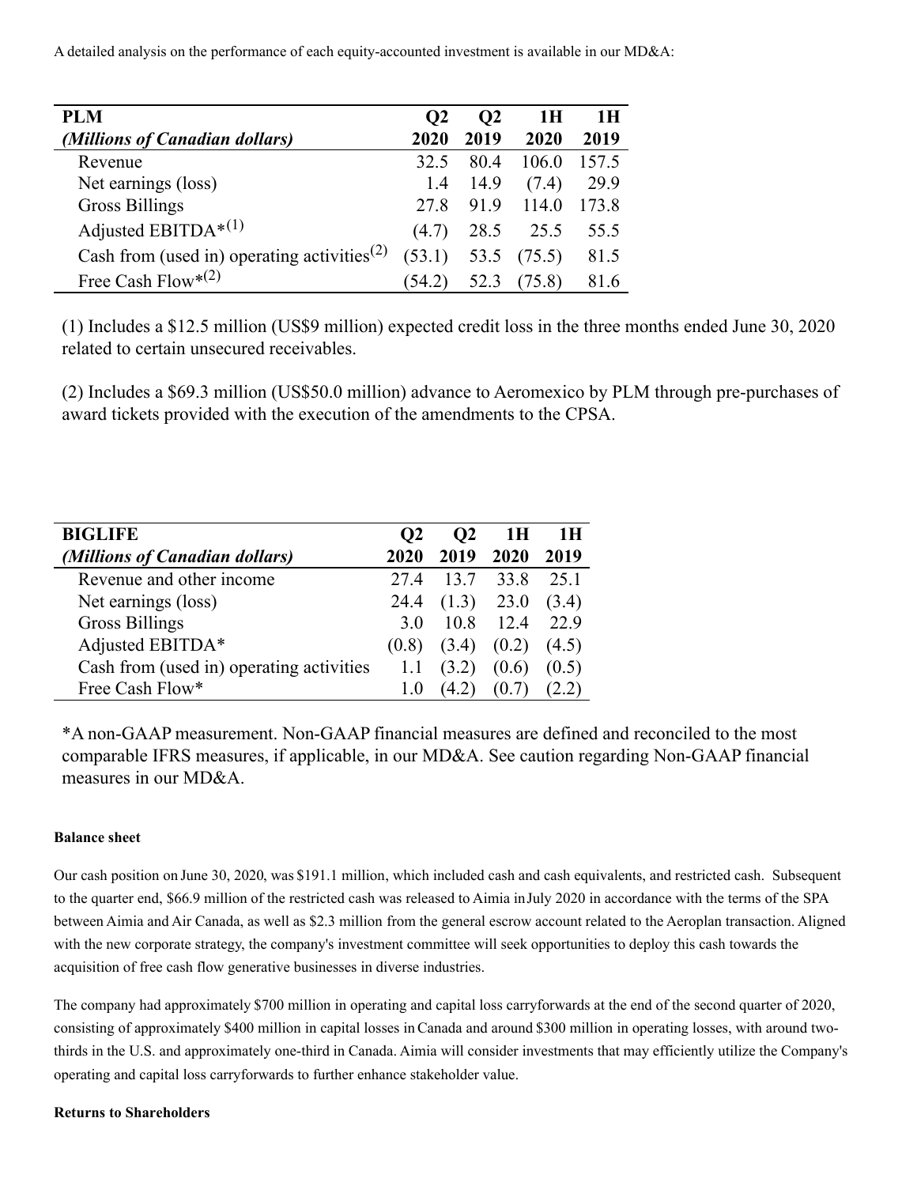A detailed analysis on the performance of each equity-accounted investment is available in our MD&A:

| **PLM** *(Millions of Canadian dollars)* | **Q2 2020** | **Q2 2019** | **1H 2020** | **1H 2019** |
|---|---|---|---|---|
| Revenue | 32.5 | 80.4 | 106.0 | 157.5 |
| Net earnings (loss) | 1.4 | 14.9 | (7.4) | 29.9 |
| Gross Billings | 27.8 | 91.9 | 114.0 | 173.8 |
| Adjusted EBITDA*[(1)] | (4.7) | 28.5 | 25.5 | 55.5 |
| Cash from (used in) operating activities[(2)] | (53.1) | 53.5 | (75.5) | 81.5 |
| Free Cash Flow*[(2)] | (54.2) | 52.3 | (75.8) | 81.6 |

(1) Includes a $12.5 million (US$9 million) expected credit loss in the three months ended June 30, 2020 related to certain unsecured receivables.

(2) Includes a $69.3 million (US$50.0 million) advance to Aeromexico by PLM through pre-purchases of award tickets provided with the execution of the amendments to the CPSA.

| **BIGLIFE** *(Millions of Canadian dollars)* | **Q2 2020** | **Q2 2019** | **1H 2020** | **1H 2019** |
|---|---|---|---|---|
| Revenue and other income | 27.4 | 13.7 | 33.8 | 25.1 |
| Net earnings (loss) | 24.4 | (1.3) | 23.0 | (3.4) |
| Gross Billings | 3.0 | 10.8 | 12.4 | 22.9 |
| Adjusted EBITDA* | (0.8) | (3.4) | (0.2) | (4.5) |
| Cash from (used in) operating activities | 1.1 | (3.2) | (0.6) | (0.5) |
| Free Cash Flow* | 1.0 | (4.2) | (0.7) | (2.2) |

*A non-GAAP measurement. Non-GAAP financial measures are defined and reconciled to the most comparable IFRS measures, if applicable, in our MD&A. See caution regarding Non-GAAP financial measures in our MD&A.

**Balance sheet**

Our cash position on June 30, 2020, was $191.1 million, which included cash and cash equivalents, and restricted cash. Subsequent to the quarter end, $66.9 million of the restricted cash was released to Aimia in July 2020 in accordance with the terms of the SPA between Aimia and Air Canada, as well as $2.3 million from the general escrow account related to the Aeroplan transaction. Aligned with the new corporate strategy, the company's investment committee will seek opportunities to deploy this cash towards the acquisition of free cash flow generative businesses in diverse industries.

The company had approximately $700 million in operating and capital loss carryforwards at the end of the second quarter of 2020, consisting of approximately $400 million in capital losses in Canada and around $300 million in operating losses, with around two-thirds in the U.S. and approximately one-third in Canada. Aimia will consider investments that may efficiently utilize the Company's operating and capital loss carryforwards to further enhance stakeholder value.

**Returns to Shareholders**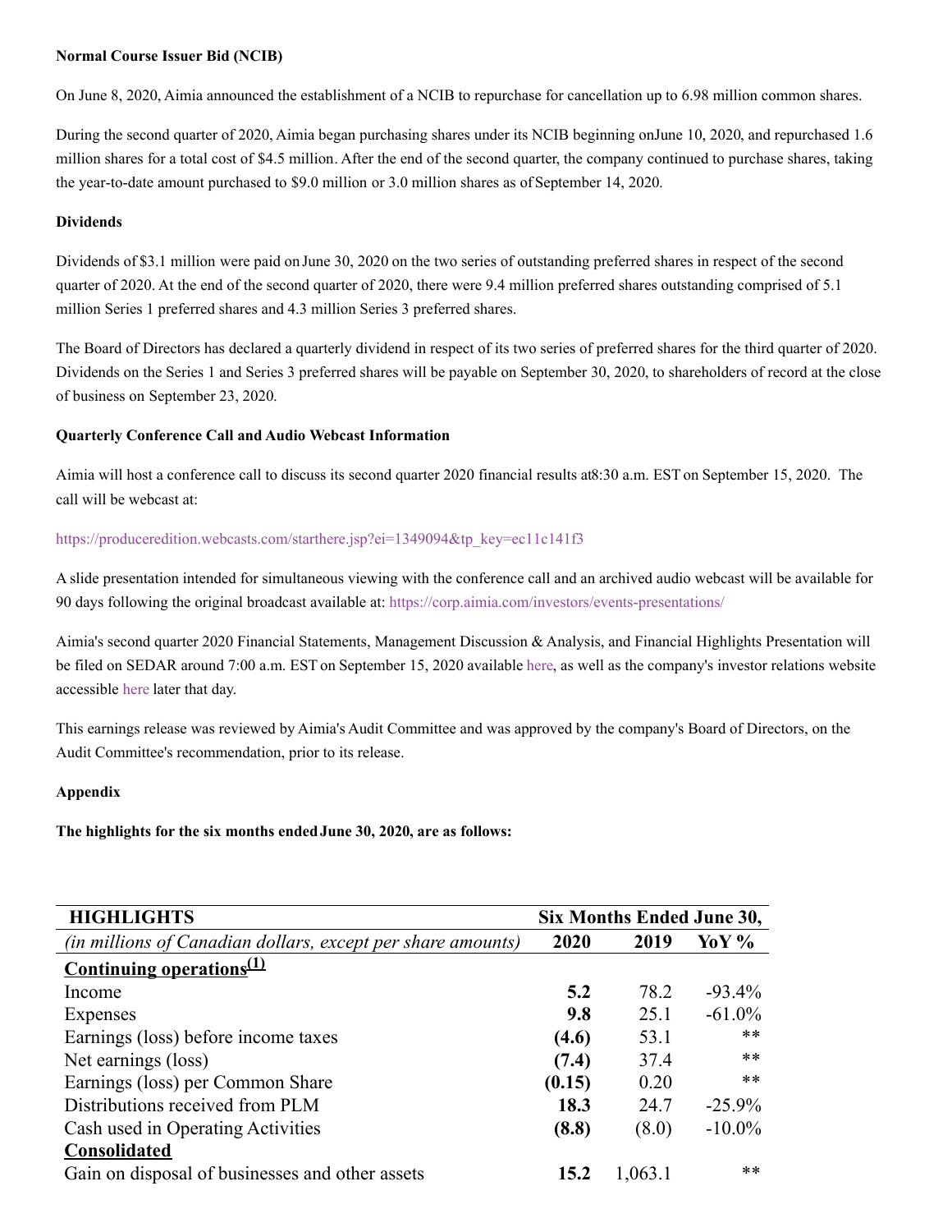**Normal Course Issuer Bid (NCIB)**

On June 8, 2020, Aimia announced the establishment of a NCIB to repurchase for cancellation up to 6.98 million common shares.

During the second quarter of 2020, Aimia began purchasing shares under its NCIB beginning onJune 10, 2020, and repurchased 1.6 million shares for a total cost of $4.5 million. After the end of the second quarter, the company continued to purchase shares, taking the year-to-date amount purchased to $9.0 million or 3.0 million shares as of September 14, 2020.

**Dividends**

Dividends of $3.1 million were paid on June 30, 2020 on the two series of outstanding preferred shares in respect of the second quarter of 2020. At the end of the second quarter of 2020, there were 9.4 million preferred shares outstanding comprised of 5.1 million Series 1 preferred shares and 4.3 million Series 3 preferred shares.

The Board of Directors has declared a quarterly dividend in respect of its two series of preferred shares for the third quarter of 2020. Dividends on the Series 1 and Series 3 preferred shares will be payable on September 30, 2020, to shareholders of record at the close of business on September 23, 2020.

**Quarterly Conference Call and Audio Webcast Information**

Aimia will host a conference call to discuss its second quarter 2020 financial results at8:30 a.m. EST on September 15, 2020. The call will be webcast at:

https://produceredition.webcasts.com/starthere.jsp?ei=1349094&tp_key=ec11c141f3

A slide presentation intended for simultaneous viewing with the conference call and an archived audio webcast will be available for 90 days following the original broadcast available at: https://corp.aimia.com/investors/events-presentations/

Aimia's second quarter 2020 Financial Statements, Management Discussion & Analysis, and Financial Highlights Presentation will be filed on SEDAR around 7:00 a.m. EST on September 15, 2020 available here, as well as the company's investor relations website accessible here later that day.

This earnings release was reviewed by Aimia's Audit Committee and was approved by the company's Board of Directors, on the Audit Committee's recommendation, prior to its release.

**Appendix**

**The highlights for the six months ended June 30, 2020, are as follows:**

| **HIGHLIGHTS** | **Six Months Ended June 30,** | | |
|---|---|---|---|
| *(in millions of Canadian dollars, except per share amounts)* | **2020** | **2019** | **YoY %** |
| **Continuing operations[(1)]** | | | |
| Income | **5.2** | 78.2 | -93.4% |
| Expenses | **9.8** | 25.1 | -61.0% |
| Earnings (loss) before income taxes | **(4.6)** | 53.1 | ** |
| Net earnings (loss) | **(7.4)** | 37.4 | ** |
| Earnings (loss) per Common Share | **(0.15)** | 0.20 | ** |
| Distributions received from PLM | **18.3** | 24.7 | -25.9% |
| Cash used in Operating Activities | **(8.8)** | (8.0) | -10.0% |
| **Consolidated** | | | |
| Gain on disposal of businesses and other assets | **15.2** | 1,063.1 | ** |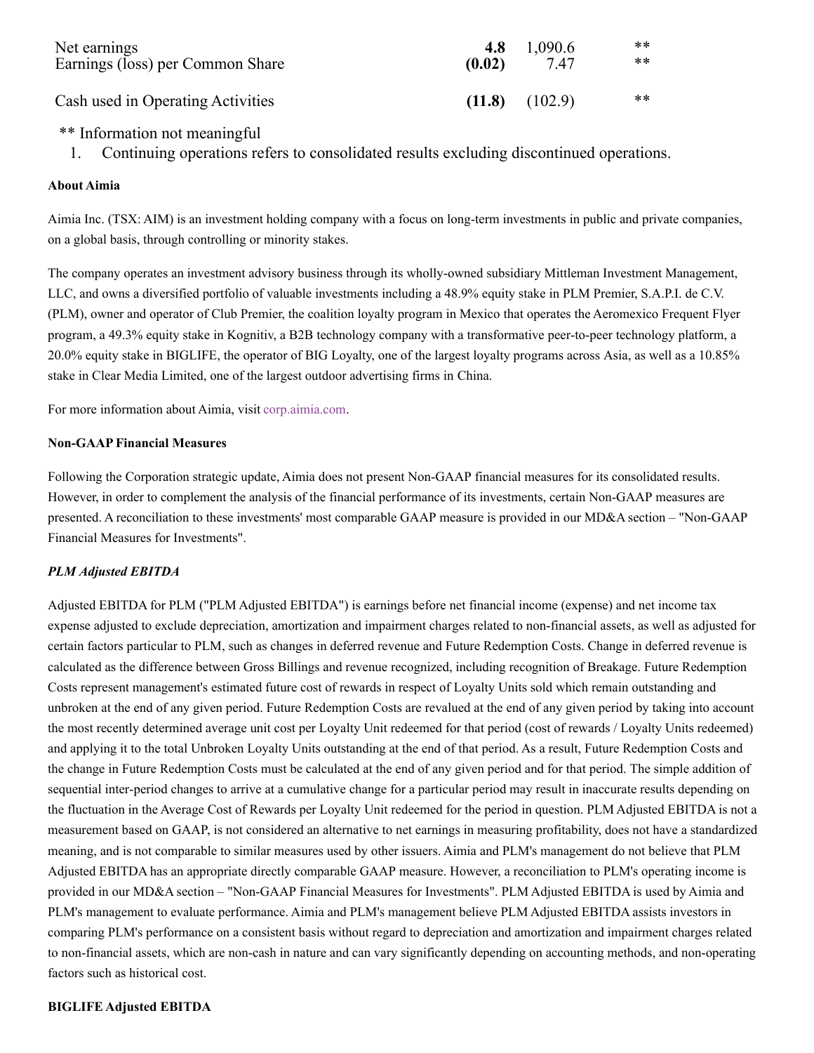| | | | |
|---|---|---|---|
| Net earnings | **4.8** | 1,090.6 | ** |
| Earnings (loss) per Common Share | **(0.02)** | 7.47 | ** |
| | | | |
| Cash used in Operating Activities | **(11.8)** | (102.9) | ** |

** Information not meaningful

1. Continuing operations refers to consolidated results excluding discontinued operations.

**About Aimia**

Aimia Inc. (TSX: AIM) is an investment holding company with a focus on long-term investments in public and private companies, on a global basis, through controlling or minority stakes.

The company operates an investment advisory business through its wholly-owned subsidiary Mittleman Investment Management, LLC, and owns a diversified portfolio of valuable investments including a 48.9% equity stake in PLM Premier, S.A.P.I. de C.V. (PLM), owner and operator of Club Premier, the coalition loyalty program in Mexico that operates the Aeromexico Frequent Flyer program, a 49.3% equity stake in Kognitiv, a B2B technology company with a transformative peer-to-peer technology platform, a 20.0% equity stake in BIGLIFE, the operator of BIG Loyalty, one of the largest loyalty programs across Asia, as well as a 10.85% stake in Clear Media Limited, one of the largest outdoor advertising firms in China.

For more information about Aimia, visit corp.aimia.com.

**Non-GAAP Financial Measures**

Following the Corporation strategic update, Aimia does not present Non-GAAP financial measures for its consolidated results. However, in order to complement the analysis of the financial performance of its investments, certain Non-GAAP measures are presented. A reconciliation to these investments' most comparable GAAP measure is provided in our MD&A section – "Non-GAAP Financial Measures for Investments".

***PLM Adjusted EBITDA***

Adjusted EBITDA for PLM ("PLM Adjusted EBITDA") is earnings before net financial income (expense) and net income tax expense adjusted to exclude depreciation, amortization and impairment charges related to non-financial assets, as well as adjusted for certain factors particular to PLM, such as changes in deferred revenue and Future Redemption Costs. Change in deferred revenue is calculated as the difference between Gross Billings and revenue recognized, including recognition of Breakage. Future Redemption Costs represent management's estimated future cost of rewards in respect of Loyalty Units sold which remain outstanding and unbroken at the end of any given period. Future Redemption Costs are revalued at the end of any given period by taking into account the most recently determined average unit cost per Loyalty Unit redeemed for that period (cost of rewards / Loyalty Units redeemed) and applying it to the total Unbroken Loyalty Units outstanding at the end of that period. As a result, Future Redemption Costs and the change in Future Redemption Costs must be calculated at the end of any given period and for that period. The simple addition of sequential inter-period changes to arrive at a cumulative change for a particular period may result in inaccurate results depending on the fluctuation in the Average Cost of Rewards per Loyalty Unit redeemed for the period in question. PLM Adjusted EBITDA is not a measurement based on GAAP, is not considered an alternative to net earnings in measuring profitability, does not have a standardized meaning, and is not comparable to similar measures used by other issuers. Aimia and PLM's management do not believe that PLM Adjusted EBITDA has an appropriate directly comparable GAAP measure. However, a reconciliation to PLM's operating income is provided in our MD&A section – "Non-GAAP Financial Measures for Investments". PLM Adjusted EBITDA is used by Aimia and PLM's management to evaluate performance. Aimia and PLM's management believe PLM Adjusted EBITDA assists investors in comparing PLM's performance on a consistent basis without regard to depreciation and amortization and impairment charges related to non-financial assets, which are non-cash in nature and can vary significantly depending on accounting methods, and non-operating factors such as historical cost.

**BIGLIFE Adjusted EBITDA**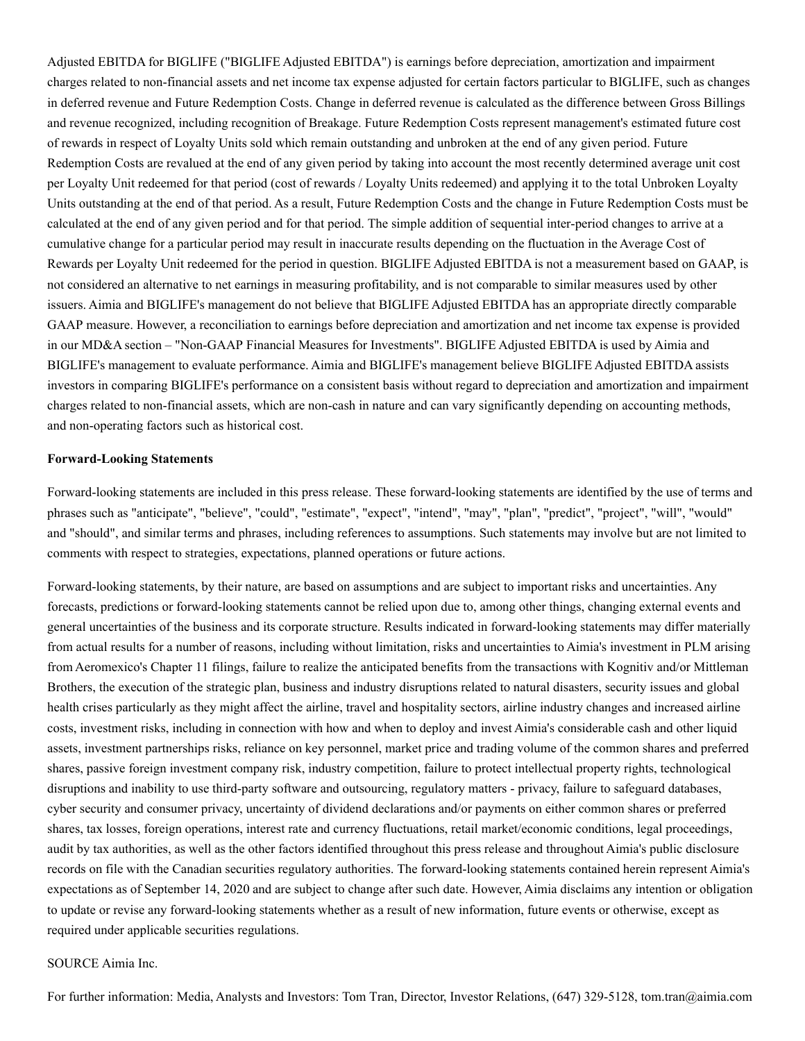Adjusted EBITDA for BIGLIFE ("BIGLIFE Adjusted EBITDA") is earnings before depreciation, amortization and impairment charges related to non-financial assets and net income tax expense adjusted for certain factors particular to BIGLIFE, such as changes in deferred revenue and Future Redemption Costs. Change in deferred revenue is calculated as the difference between Gross Billings and revenue recognized, including recognition of Breakage. Future Redemption Costs represent management's estimated future cost of rewards in respect of Loyalty Units sold which remain outstanding and unbroken at the end of any given period. Future Redemption Costs are revalued at the end of any given period by taking into account the most recently determined average unit cost per Loyalty Unit redeemed for that period (cost of rewards / Loyalty Units redeemed) and applying it to the total Unbroken Loyalty Units outstanding at the end of that period. As a result, Future Redemption Costs and the change in Future Redemption Costs must be calculated at the end of any given period and for that period. The simple addition of sequential inter-period changes to arrive at a cumulative change for a particular period may result in inaccurate results depending on the fluctuation in the Average Cost of Rewards per Loyalty Unit redeemed for the period in question. BIGLIFE Adjusted EBITDA is not a measurement based on GAAP, is not considered an alternative to net earnings in measuring profitability, and is not comparable to similar measures used by other issuers. Aimia and BIGLIFE's management do not believe that BIGLIFE Adjusted EBITDA has an appropriate directly comparable GAAP measure. However, a reconciliation to earnings before depreciation and amortization and net income tax expense is provided in our MD&A section – "Non-GAAP Financial Measures for Investments". BIGLIFE Adjusted EBITDA is used by Aimia and BIGLIFE's management to evaluate performance. Aimia and BIGLIFE's management believe BIGLIFE Adjusted EBITDA assists investors in comparing BIGLIFE's performance on a consistent basis without regard to depreciation and amortization and impairment charges related to non-financial assets, which are non-cash in nature and can vary significantly depending on accounting methods, and non-operating factors such as historical cost.

**Forward-Looking Statements**

Forward-looking statements are included in this press release. These forward-looking statements are identified by the use of terms and phrases such as "anticipate", "believe", "could", "estimate", "expect", "intend", "may", "plan", "predict", "project", "will", "would" and "should", and similar terms and phrases, including references to assumptions. Such statements may involve but are not limited to comments with respect to strategies, expectations, planned operations or future actions.

Forward-looking statements, by their nature, are based on assumptions and are subject to important risks and uncertainties. Any forecasts, predictions or forward-looking statements cannot be relied upon due to, among other things, changing external events and general uncertainties of the business and its corporate structure. Results indicated in forward-looking statements may differ materially from actual results for a number of reasons, including without limitation, risks and uncertainties to Aimia's investment in PLM arising from Aeromexico's Chapter 11 filings, failure to realize the anticipated benefits from the transactions with Kognitiv and/or Mittleman Brothers, the execution of the strategic plan, business and industry disruptions related to natural disasters, security issues and global health crises particularly as they might affect the airline, travel and hospitality sectors, airline industry changes and increased airline costs, investment risks, including in connection with how and when to deploy and invest Aimia's considerable cash and other liquid assets, investment partnerships risks, reliance on key personnel, market price and trading volume of the common shares and preferred shares, passive foreign investment company risk, industry competition, failure to protect intellectual property rights, technological disruptions and inability to use third-party software and outsourcing, regulatory matters - privacy, failure to safeguard databases, cyber security and consumer privacy, uncertainty of dividend declarations and/or payments on either common shares or preferred shares, tax losses, foreign operations, interest rate and currency fluctuations, retail market/economic conditions, legal proceedings, audit by tax authorities, as well as the other factors identified throughout this press release and throughout Aimia's public disclosure records on file with the Canadian securities regulatory authorities. The forward-looking statements contained herein represent Aimia's expectations as of September 14, 2020 and are subject to change after such date. However, Aimia disclaims any intention or obligation to update or revise any forward-looking statements whether as a result of new information, future events or otherwise, except as required under applicable securities regulations.

SOURCE Aimia Inc.

For further information: Media, Analysts and Investors: Tom Tran, Director, Investor Relations, (647) 329-5128, tom.tran@aimia.com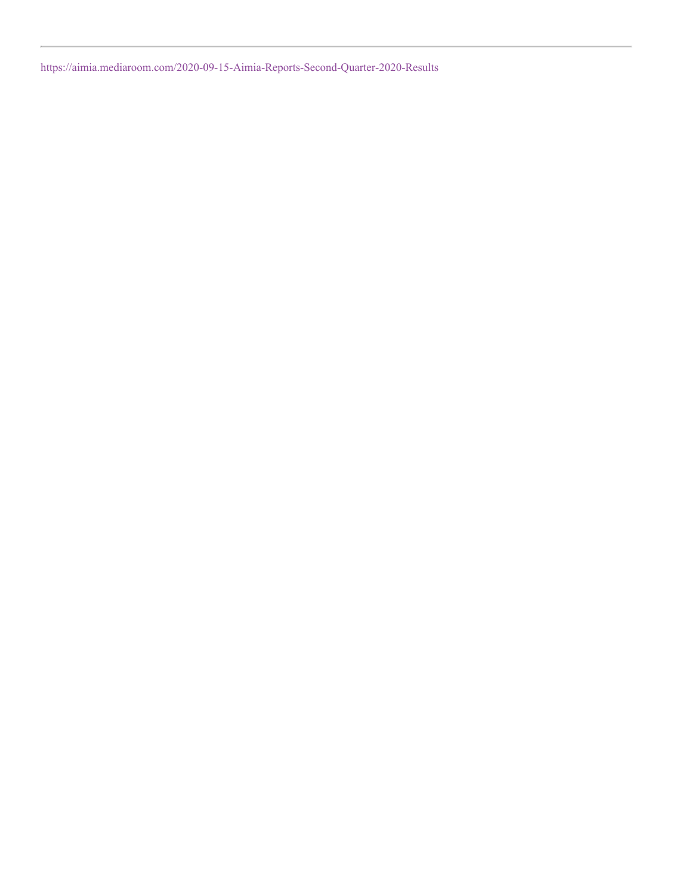https://aimia.mediaroom.com/2020-09-15-Aimia-Reports-Second-Quarter-2020-Results